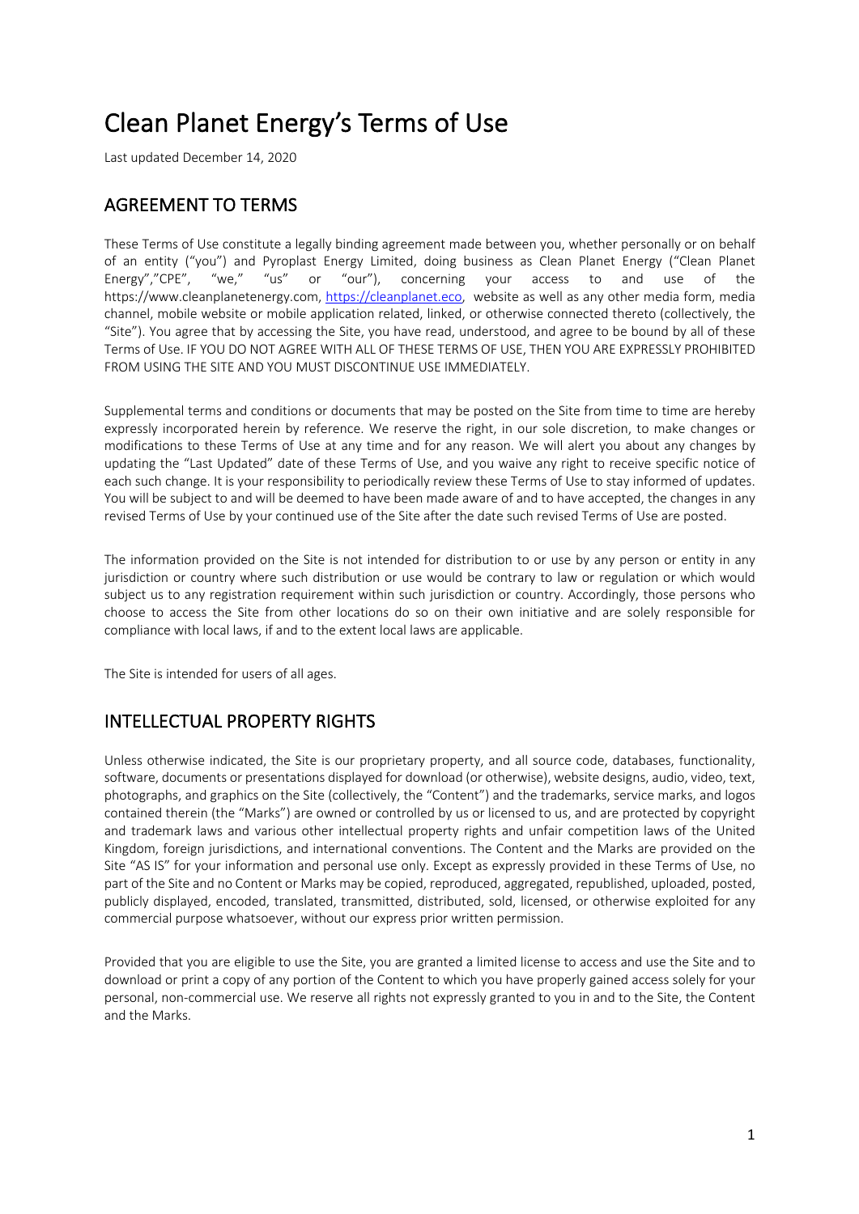# Clean Planet Energy's Terms of Use

Last updated December 14, 2020

## AGREEMENT TO TERMS

These Terms of Use constitute a legally binding agreement made between you, whether personally or on behalf of an entity ("you") and Pyroplast Energy Limited, doing business as Clean Planet Energy ("Clean Planet Energy","CPE", "we," "us" or "our"), concerning your access to and use of the https://www.cleanplanetenergy.com, https://cleanplanet.eco, website as well as any other media form, media channel, mobile website or mobile application related, linked, or otherwise connected thereto (collectively, the "Site"). You agree that by accessing the Site, you have read, understood, and agree to be bound by all of these Terms of Use. IF YOU DO NOT AGREE WITH ALL OF THESE TERMS OF USE, THEN YOU ARE EXPRESSLY PROHIBITED FROM USING THE SITE AND YOU MUST DISCONTINUE USE IMMEDIATELY.

Supplemental terms and conditions or documents that may be posted on the Site from time to time are hereby expressly incorporated herein by reference. We reserve the right, in our sole discretion, to make changes or modifications to these Terms of Use at any time and for any reason. We will alert you about any changes by updating the "Last Updated" date of these Terms of Use, and you waive any right to receive specific notice of each such change. It is your responsibility to periodically review these Terms of Use to stay informed of updates. You will be subject to and will be deemed to have been made aware of and to have accepted, the changes in any revised Terms of Use by your continued use of the Site after the date such revised Terms of Use are posted.

The information provided on the Site is not intended for distribution to or use by any person or entity in any jurisdiction or country where such distribution or use would be contrary to law or regulation or which would subject us to any registration requirement within such jurisdiction or country. Accordingly, those persons who choose to access the Site from other locations do so on their own initiative and are solely responsible for compliance with local laws, if and to the extent local laws are applicable.

The Site is intended for users of all ages.

## INTELLECTUAL PROPERTY RIGHTS

Unless otherwise indicated, the Site is our proprietary property, and all source code, databases, functionality, software, documents or presentations displayed for download (or otherwise), website designs, audio, video, text, photographs, and graphics on the Site (collectively, the "Content") and the trademarks, service marks, and logos contained therein (the "Marks") are owned or controlled by us or licensed to us, and are protected by copyright and trademark laws and various other intellectual property rights and unfair competition laws of the United Kingdom, foreign jurisdictions, and international conventions. The Content and the Marks are provided on the Site "AS IS" for your information and personal use only. Except as expressly provided in these Terms of Use, no part of the Site and no Content or Marks may be copied, reproduced, aggregated, republished, uploaded, posted, publicly displayed, encoded, translated, transmitted, distributed, sold, licensed, or otherwise exploited for any commercial purpose whatsoever, without our express prior written permission.

Provided that you are eligible to use the Site, you are granted a limited license to access and use the Site and to download or print a copy of any portion of the Content to which you have properly gained access solely for your personal, non-commercial use. We reserve all rights not expressly granted to you in and to the Site, the Content and the Marks.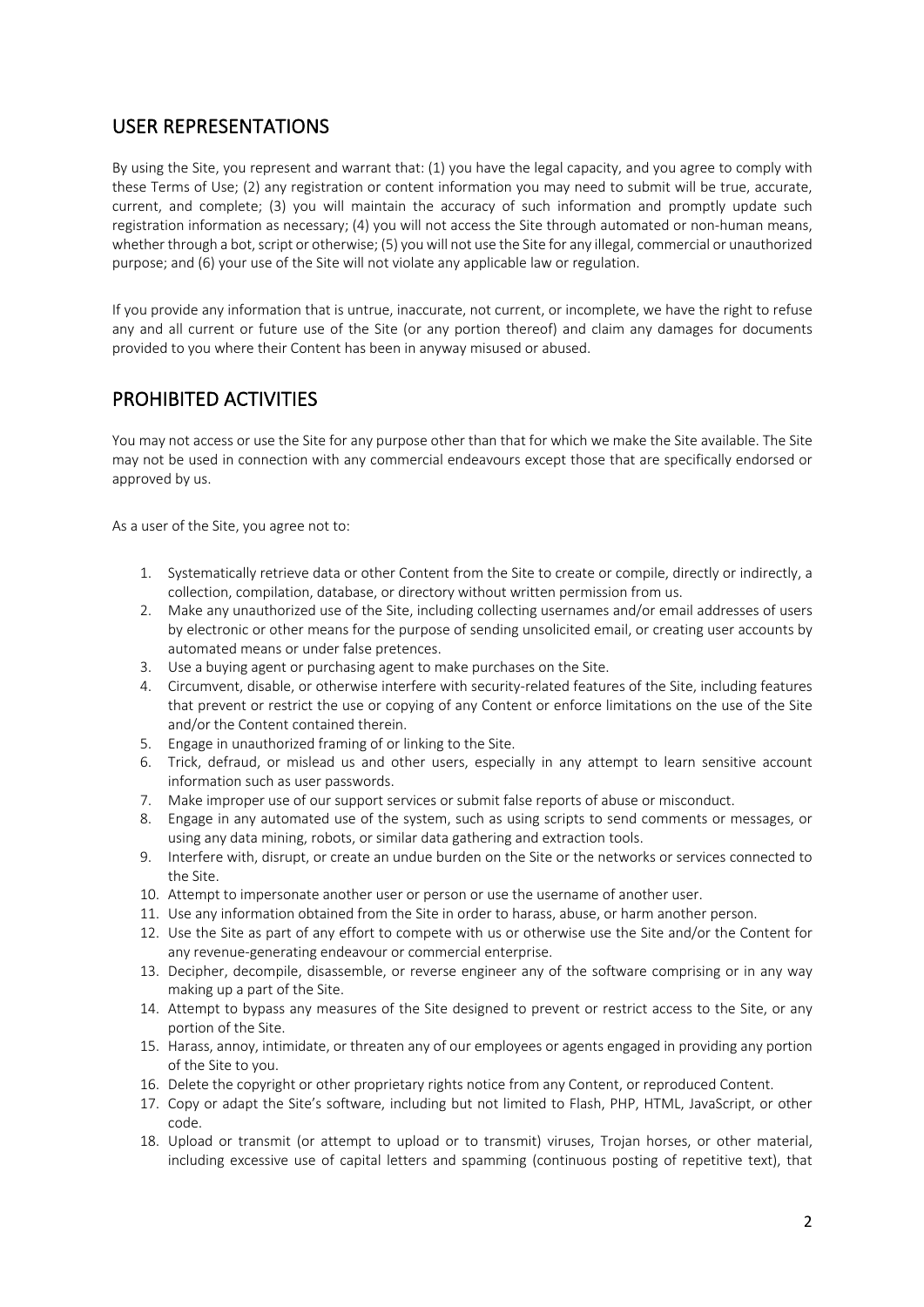## USER REPRESENTATIONS

By using the Site, you represent and warrant that: (1) you have the legal capacity, and you agree to comply with these Terms of Use; (2) any registration or content information you may need to submit will be true, accurate, current, and complete; (3) you will maintain the accuracy of such information and promptly update such registration information as necessary; (4) you will not access the Site through automated or non-human means, whether through a bot, script or otherwise; (5) you will not use the Site for any illegal, commercial or unauthorized purpose; and (6) your use of the Site will not violate any applicable law or regulation.

If you provide any information that is untrue, inaccurate, not current, or incomplete, we have the right to refuse any and all current or future use of the Site (or any portion thereof) and claim any damages for documents provided to you where their Content has been in anyway misused or abused.

## PROHIBITED ACTIVITIES

You may not access or use the Site for any purpose other than that for which we make the Site available. The Site may not be used in connection with any commercial endeavours except those that are specifically endorsed or approved by us.

As a user of the Site, you agree not to:

1. Systematically retrieve data or other Content from the Site to create or compile, directly or indirectly, a collection, compilation, database, or directory without written permission from us.
2. Make any unauthorized use of the Site, including collecting usernames and/or email addresses of users by electronic or other means for the purpose of sending unsolicited email, or creating user accounts by automated means or under false pretences.
3. Use a buying agent or purchasing agent to make purchases on the Site.
4. Circumvent, disable, or otherwise interfere with security-related features of the Site, including features that prevent or restrict the use or copying of any Content or enforce limitations on the use of the Site and/or the Content contained therein.
5. Engage in unauthorized framing of or linking to the Site.
6. Trick, defraud, or mislead us and other users, especially in any attempt to learn sensitive account information such as user passwords.
7. Make improper use of our support services or submit false reports of abuse or misconduct.
8. Engage in any automated use of the system, such as using scripts to send comments or messages, or using any data mining, robots, or similar data gathering and extraction tools.
9. Interfere with, disrupt, or create an undue burden on the Site or the networks or services connected to the Site.
10. Attempt to impersonate another user or person or use the username of another user.
11. Use any information obtained from the Site in order to harass, abuse, or harm another person.
12. Use the Site as part of any effort to compete with us or otherwise use the Site and/or the Content for any revenue-generating endeavour or commercial enterprise.
13. Decipher, decompile, disassemble, or reverse engineer any of the software comprising or in any way making up a part of the Site.
14. Attempt to bypass any measures of the Site designed to prevent or restrict access to the Site, or any portion of the Site.
15. Harass, annoy, intimidate, or threaten any of our employees or agents engaged in providing any portion of the Site to you.
16. Delete the copyright or other proprietary rights notice from any Content, or reproduced Content.
17. Copy or adapt the Site's software, including but not limited to Flash, PHP, HTML, JavaScript, or other code.
18. Upload or transmit (or attempt to upload or to transmit) viruses, Trojan horses, or other material, including excessive use of capital letters and spamming (continuous posting of repetitive text), that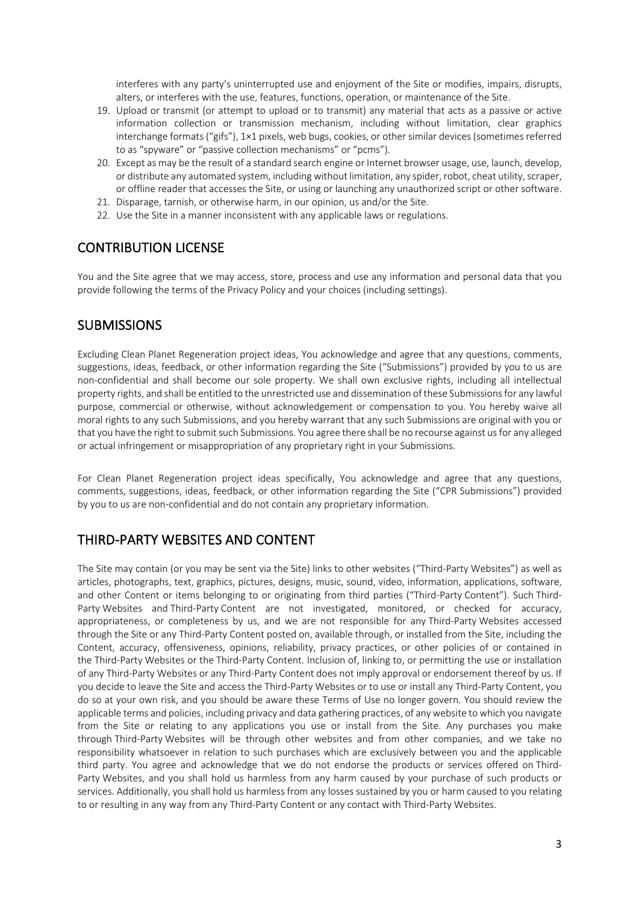interferes with any party's uninterrupted use and enjoyment of the Site or modifies, impairs, disrupts, alters, or interferes with the use, features, functions, operation, or maintenance of the Site.

19. Upload or transmit (or attempt to upload or to transmit) any material that acts as a passive or active information collection or transmission mechanism, including without limitation, clear graphics interchange formats ("gifs"), 1×1 pixels, web bugs, cookies, or other similar devices (sometimes referred to as "spyware" or "passive collection mechanisms" or "pcms").
20. Except as may be the result of a standard search engine or Internet browser usage, use, launch, develop, or distribute any automated system, including without limitation, any spider, robot, cheat utility, scraper, or offline reader that accesses the Site, or using or launching any unauthorized script or other software.
21. Disparage, tarnish, or otherwise harm, in our opinion, us and/or the Site.
22. Use the Site in a manner inconsistent with any applicable laws or regulations.

## CONTRIBUTION LICENSE

You and the Site agree that we may access, store, process and use any information and personal data that you provide following the terms of the Privacy Policy and your choices (including settings).

## SUBMISSIONS

Excluding Clean Planet Regeneration project ideas, You acknowledge and agree that any questions, comments, suggestions, ideas, feedback, or other information regarding the Site ("Submissions") provided by you to us are non-confidential and shall become our sole property. We shall own exclusive rights, including all intellectual property rights, and shall be entitled to the unrestricted use and dissemination of these Submissions for any lawful purpose, commercial or otherwise, without acknowledgement or compensation to you. You hereby waive all moral rights to any such Submissions, and you hereby warrant that any such Submissions are original with you or that you have the right to submit such Submissions. You agree there shall be no recourse against us for any alleged or actual infringement or misappropriation of any proprietary right in your Submissions.

For Clean Planet Regeneration project ideas specifically, You acknowledge and agree that any questions, comments, suggestions, ideas, feedback, or other information regarding the Site ("CPR Submissions") provided by you to us are non-confidential and do not contain any proprietary information.

## THIRD-PARTY WEBSITES AND CONTENT

The Site may contain (or you may be sent via the Site) links to other websites ("Third-Party Websites") as well as articles, photographs, text, graphics, pictures, designs, music, sound, video, information, applications, software, and other Content or items belonging to or originating from third parties ("Third-Party Content"). Such Third-Party Websites and Third-Party Content are not investigated, monitored, or checked for accuracy, appropriateness, or completeness by us, and we are not responsible for any Third-Party Websites accessed through the Site or any Third-Party Content posted on, available through, or installed from the Site, including the Content, accuracy, offensiveness, opinions, reliability, privacy practices, or other policies of or contained in the Third-Party Websites or the Third-Party Content. Inclusion of, linking to, or permitting the use or installation of any Third-Party Websites or any Third-Party Content does not imply approval or endorsement thereof by us. If you decide to leave the Site and access the Third-Party Websites or to use or install any Third-Party Content, you do so at your own risk, and you should be aware these Terms of Use no longer govern. You should review the applicable terms and policies, including privacy and data gathering practices, of any website to which you navigate from the Site or relating to any applications you use or install from the Site. Any purchases you make through Third-Party Websites will be through other websites and from other companies, and we take no responsibility whatsoever in relation to such purchases which are exclusively between you and the applicable third party. You agree and acknowledge that we do not endorse the products or services offered on Third-Party Websites, and you shall hold us harmless from any harm caused by your purchase of such products or services. Additionally, you shall hold us harmless from any losses sustained by you or harm caused to you relating to or resulting in any way from any Third-Party Content or any contact with Third-Party Websites.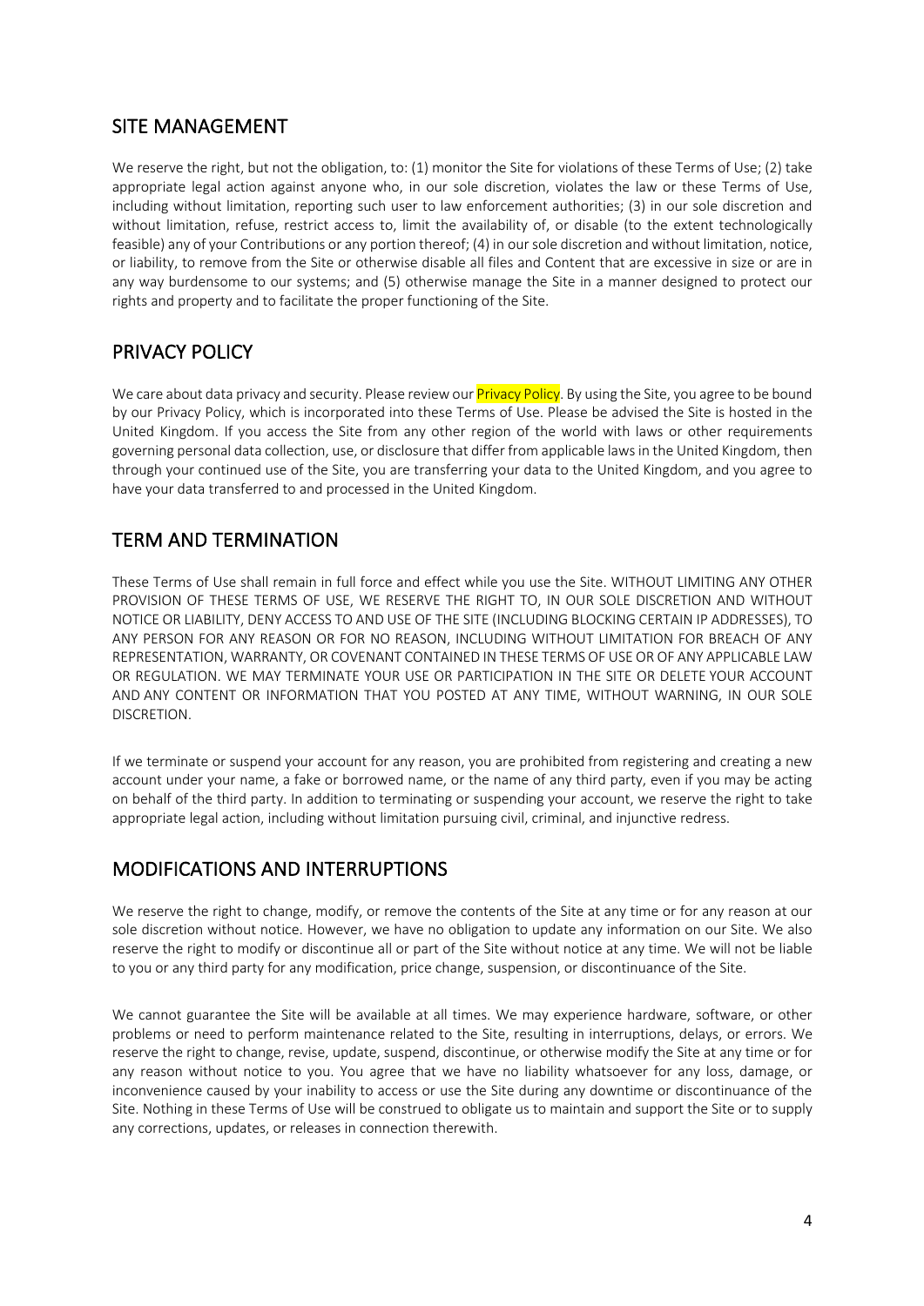## SITE MANAGEMENT

We reserve the right, but not the obligation, to: (1) monitor the Site for violations of these Terms of Use; (2) take appropriate legal action against anyone who, in our sole discretion, violates the law or these Terms of Use, including without limitation, reporting such user to law enforcement authorities; (3) in our sole discretion and without limitation, refuse, restrict access to, limit the availability of, or disable (to the extent technologically feasible) any of your Contributions or any portion thereof; (4) in our sole discretion and without limitation, notice, or liability, to remove from the Site or otherwise disable all files and Content that are excessive in size or are in any way burdensome to our systems; and (5) otherwise manage the Site in a manner designed to protect our rights and property and to facilitate the proper functioning of the Site.

## PRIVACY POLICY

We care about data privacy and security. Please review our Privacy Policy. By using the Site, you agree to be bound by our Privacy Policy, which is incorporated into these Terms of Use. Please be advised the Site is hosted in the United Kingdom. If you access the Site from any other region of the world with laws or other requirements governing personal data collection, use, or disclosure that differ from applicable laws in the United Kingdom, then through your continued use of the Site, you are transferring your data to the United Kingdom, and you agree to have your data transferred to and processed in the United Kingdom.

## TERM AND TERMINATION

These Terms of Use shall remain in full force and effect while you use the Site. WITHOUT LIMITING ANY OTHER PROVISION OF THESE TERMS OF USE, WE RESERVE THE RIGHT TO, IN OUR SOLE DISCRETION AND WITHOUT NOTICE OR LIABILITY, DENY ACCESS TO AND USE OF THE SITE (INCLUDING BLOCKING CERTAIN IP ADDRESSES), TO ANY PERSON FOR ANY REASON OR FOR NO REASON, INCLUDING WITHOUT LIMITATION FOR BREACH OF ANY REPRESENTATION, WARRANTY, OR COVENANT CONTAINED IN THESE TERMS OF USE OR OF ANY APPLICABLE LAW OR REGULATION. WE MAY TERMINATE YOUR USE OR PARTICIPATION IN THE SITE OR DELETE YOUR ACCOUNT AND ANY CONTENT OR INFORMATION THAT YOU POSTED AT ANY TIME, WITHOUT WARNING, IN OUR SOLE DISCRETION.

If we terminate or suspend your account for any reason, you are prohibited from registering and creating a new account under your name, a fake or borrowed name, or the name of any third party, even if you may be acting on behalf of the third party. In addition to terminating or suspending your account, we reserve the right to take appropriate legal action, including without limitation pursuing civil, criminal, and injunctive redress.

## MODIFICATIONS AND INTERRUPTIONS

We reserve the right to change, modify, or remove the contents of the Site at any time or for any reason at our sole discretion without notice. However, we have no obligation to update any information on our Site. We also reserve the right to modify or discontinue all or part of the Site without notice at any time. We will not be liable to you or any third party for any modification, price change, suspension, or discontinuance of the Site.

We cannot guarantee the Site will be available at all times. We may experience hardware, software, or other problems or need to perform maintenance related to the Site, resulting in interruptions, delays, or errors. We reserve the right to change, revise, update, suspend, discontinue, or otherwise modify the Site at any time or for any reason without notice to you. You agree that we have no liability whatsoever for any loss, damage, or inconvenience caused by your inability to access or use the Site during any downtime or discontinuance of the Site. Nothing in these Terms of Use will be construed to obligate us to maintain and support the Site or to supply any corrections, updates, or releases in connection therewith.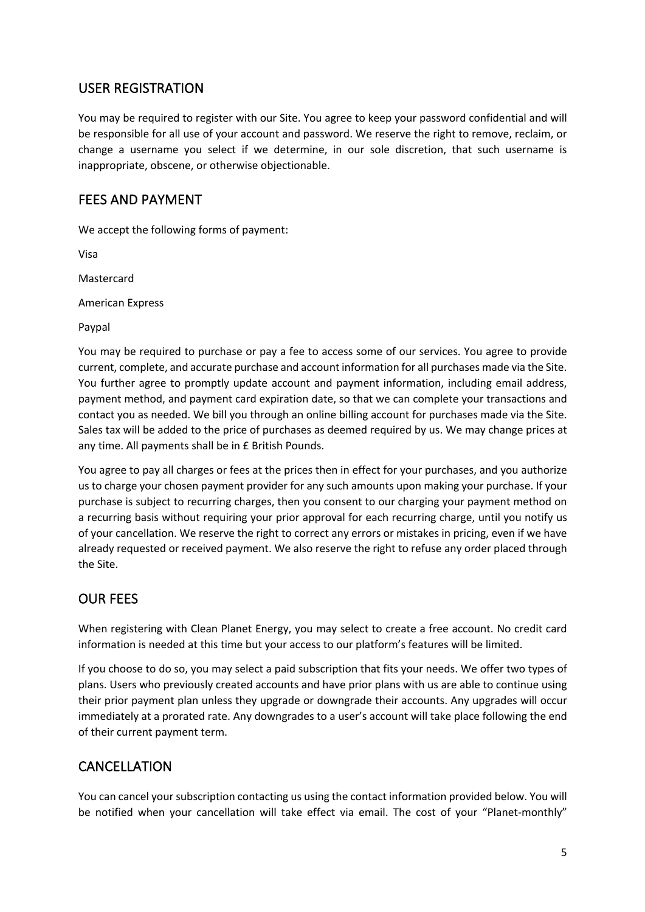## USER REGISTRATION

You may be required to register with our Site. You agree to keep your password confidential and will be responsible for all use of your account and password. We reserve the right to remove, reclaim, or change a username you select if we determine, in our sole discretion, that such username is inappropriate, obscene, or otherwise objectionable.

## FEES AND PAYMENT

We accept the following forms of payment:

Visa

Mastercard

American Express

Paypal

You may be required to purchase or pay a fee to access some of our services. You agree to provide current, complete, and accurate purchase and account information for all purchases made via the Site. You further agree to promptly update account and payment information, including email address, payment method, and payment card expiration date, so that we can complete your transactions and contact you as needed. We bill you through an online billing account for purchases made via the Site. Sales tax will be added to the price of purchases as deemed required by us. We may change prices at any time. All payments shall be in £ British Pounds.

You agree to pay all charges or fees at the prices then in effect for your purchases, and you authorize us to charge your chosen payment provider for any such amounts upon making your purchase. If your purchase is subject to recurring charges, then you consent to our charging your payment method on a recurring basis without requiring your prior approval for each recurring charge, until you notify us of your cancellation. We reserve the right to correct any errors or mistakes in pricing, even if we have already requested or received payment. We also reserve the right to refuse any order placed through the Site.

## OUR FEES

When registering with Clean Planet Energy, you may select to create a free account. No credit card information is needed at this time but your access to our platform's features will be limited.

If you choose to do so, you may select a paid subscription that fits your needs. We offer two types of plans. Users who previously created accounts and have prior plans with us are able to continue using their prior payment plan unless they upgrade or downgrade their accounts. Any upgrades will occur immediately at a prorated rate. Any downgrades to a user's account will take place following the end of their current payment term.

## CANCELLATION

You can cancel your subscription contacting us using the contact information provided below. You will be notified when your cancellation will take effect via email. The cost of your "Planet-monthly"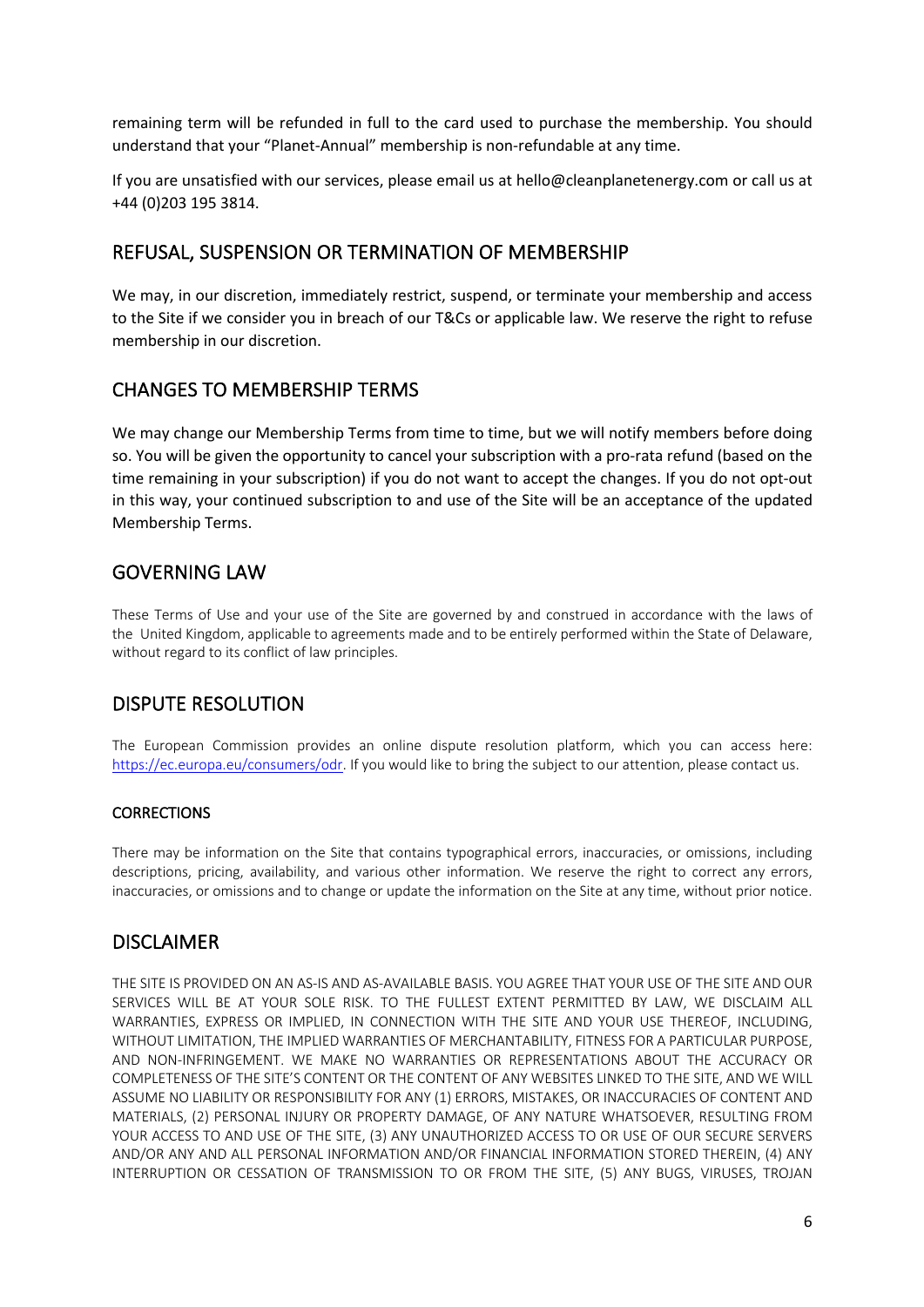remaining term will be refunded in full to the card used to purchase the membership. You should understand that your "Planet-Annual" membership is non-refundable at any time.

If you are unsatisfied with our services, please email us at hello@cleanplanetenergy.com or call us at +44 (0)203 195 3814.

## REFUSAL, SUSPENSION OR TERMINATION OF MEMBERSHIP

We may, in our discretion, immediately restrict, suspend, or terminate your membership and access to the Site if we consider you in breach of our T&Cs or applicable law. We reserve the right to refuse membership in our discretion.

## CHANGES TO MEMBERSHIP TERMS

We may change our Membership Terms from time to time, but we will notify members before doing so. You will be given the opportunity to cancel your subscription with a pro-rata refund (based on the time remaining in your subscription) if you do not want to accept the changes. If you do not opt-out in this way, your continued subscription to and use of the Site will be an acceptance of the updated Membership Terms.

## GOVERNING LAW

These Terms of Use and your use of the Site are governed by and construed in accordance with the laws of the United Kingdom, applicable to agreements made and to be entirely performed within the State of Delaware, without regard to its conflict of law principles.

## DISPUTE RESOLUTION

The European Commission provides an online dispute resolution platform, which you can access here: https://ec.europa.eu/consumers/odr. If you would like to bring the subject to our attention, please contact us.

### CORRECTIONS

There may be information on the Site that contains typographical errors, inaccuracies, or omissions, including descriptions, pricing, availability, and various other information. We reserve the right to correct any errors, inaccuracies, or omissions and to change or update the information on the Site at any time, without prior notice.

## DISCLAIMER

THE SITE IS PROVIDED ON AN AS-IS AND AS-AVAILABLE BASIS. YOU AGREE THAT YOUR USE OF THE SITE AND OUR SERVICES WILL BE AT YOUR SOLE RISK. TO THE FULLEST EXTENT PERMITTED BY LAW, WE DISCLAIM ALL WARRANTIES, EXPRESS OR IMPLIED, IN CONNECTION WITH THE SITE AND YOUR USE THEREOF, INCLUDING, WITHOUT LIMITATION, THE IMPLIED WARRANTIES OF MERCHANTABILITY, FITNESS FOR A PARTICULAR PURPOSE, AND NON-INFRINGEMENT. WE MAKE NO WARRANTIES OR REPRESENTATIONS ABOUT THE ACCURACY OR COMPLETENESS OF THE SITE'S CONTENT OR THE CONTENT OF ANY WEBSITES LINKED TO THE SITE, AND WE WILL ASSUME NO LIABILITY OR RESPONSIBILITY FOR ANY (1) ERRORS, MISTAKES, OR INACCURACIES OF CONTENT AND MATERIALS, (2) PERSONAL INJURY OR PROPERTY DAMAGE, OF ANY NATURE WHATSOEVER, RESULTING FROM YOUR ACCESS TO AND USE OF THE SITE, (3) ANY UNAUTHORIZED ACCESS TO OR USE OF OUR SECURE SERVERS AND/OR ANY AND ALL PERSONAL INFORMATION AND/OR FINANCIAL INFORMATION STORED THEREIN, (4) ANY INTERRUPTION OR CESSATION OF TRANSMISSION TO OR FROM THE SITE, (5) ANY BUGS, VIRUSES, TROJAN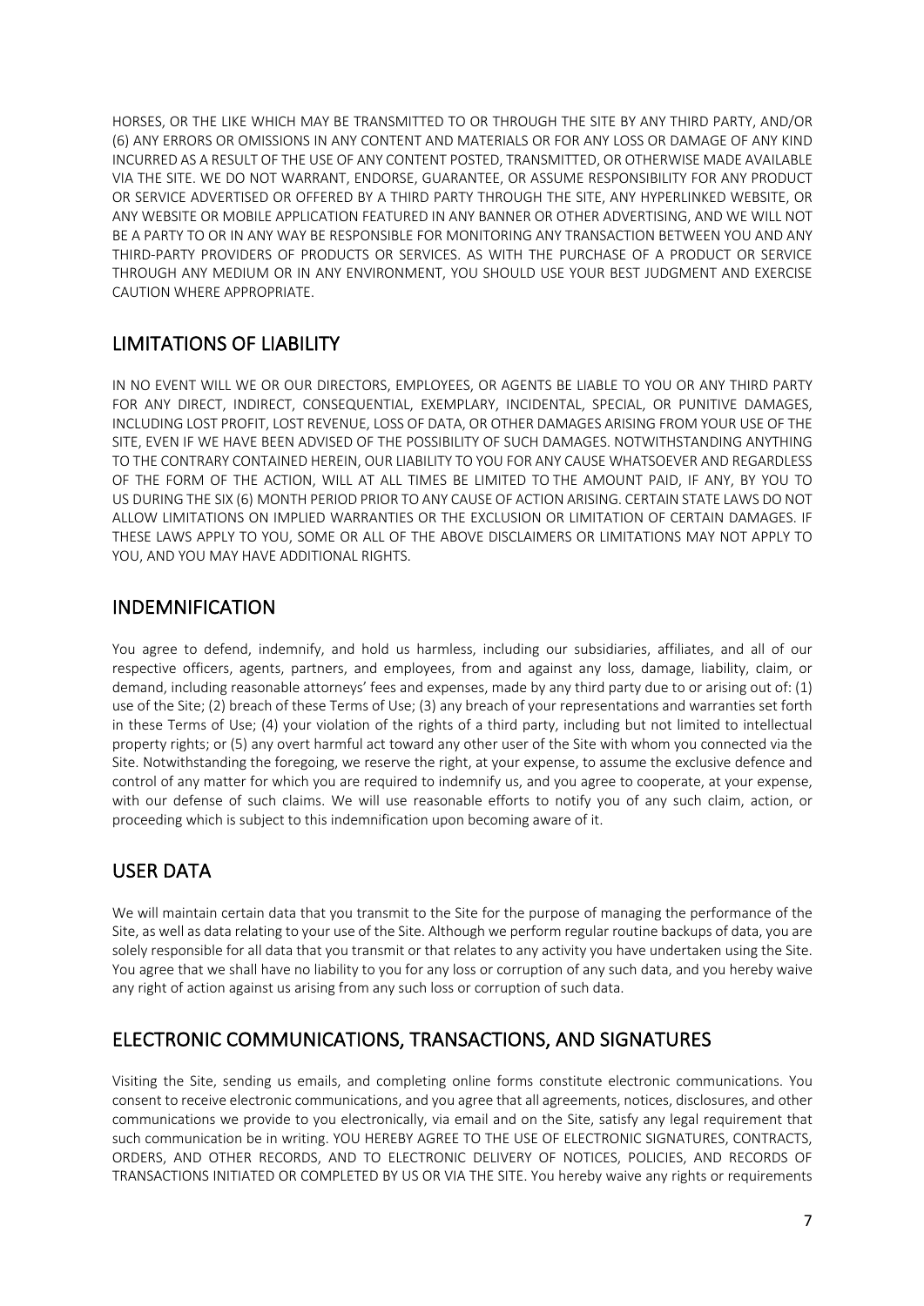HORSES, OR THE LIKE WHICH MAY BE TRANSMITTED TO OR THROUGH THE SITE BY ANY THIRD PARTY, AND/OR (6) ANY ERRORS OR OMISSIONS IN ANY CONTENT AND MATERIALS OR FOR ANY LOSS OR DAMAGE OF ANY KIND INCURRED AS A RESULT OF THE USE OF ANY CONTENT POSTED, TRANSMITTED, OR OTHERWISE MADE AVAILABLE VIA THE SITE. WE DO NOT WARRANT, ENDORSE, GUARANTEE, OR ASSUME RESPONSIBILITY FOR ANY PRODUCT OR SERVICE ADVERTISED OR OFFERED BY A THIRD PARTY THROUGH THE SITE, ANY HYPERLINKED WEBSITE, OR ANY WEBSITE OR MOBILE APPLICATION FEATURED IN ANY BANNER OR OTHER ADVERTISING, AND WE WILL NOT BE A PARTY TO OR IN ANY WAY BE RESPONSIBLE FOR MONITORING ANY TRANSACTION BETWEEN YOU AND ANY THIRD-PARTY PROVIDERS OF PRODUCTS OR SERVICES. AS WITH THE PURCHASE OF A PRODUCT OR SERVICE THROUGH ANY MEDIUM OR IN ANY ENVIRONMENT, YOU SHOULD USE YOUR BEST JUDGMENT AND EXERCISE CAUTION WHERE APPROPRIATE.

## LIMITATIONS OF LIABILITY

IN NO EVENT WILL WE OR OUR DIRECTORS, EMPLOYEES, OR AGENTS BE LIABLE TO YOU OR ANY THIRD PARTY FOR ANY DIRECT, INDIRECT, CONSEQUENTIAL, EXEMPLARY, INCIDENTAL, SPECIAL, OR PUNITIVE DAMAGES, INCLUDING LOST PROFIT, LOST REVENUE, LOSS OF DATA, OR OTHER DAMAGES ARISING FROM YOUR USE OF THE SITE, EVEN IF WE HAVE BEEN ADVISED OF THE POSSIBILITY OF SUCH DAMAGES. NOTWITHSTANDING ANYTHING TO THE CONTRARY CONTAINED HEREIN, OUR LIABILITY TO YOU FOR ANY CAUSE WHATSOEVER AND REGARDLESS OF THE FORM OF THE ACTION, WILL AT ALL TIMES BE LIMITED TO THE AMOUNT PAID, IF ANY, BY YOU TO US DURING THE SIX (6) MONTH PERIOD PRIOR TO ANY CAUSE OF ACTION ARISING. CERTAIN STATE LAWS DO NOT ALLOW LIMITATIONS ON IMPLIED WARRANTIES OR THE EXCLUSION OR LIMITATION OF CERTAIN DAMAGES. IF THESE LAWS APPLY TO YOU, SOME OR ALL OF THE ABOVE DISCLAIMERS OR LIMITATIONS MAY NOT APPLY TO YOU, AND YOU MAY HAVE ADDITIONAL RIGHTS.

## INDEMNIFICATION

You agree to defend, indemnify, and hold us harmless, including our subsidiaries, affiliates, and all of our respective officers, agents, partners, and employees, from and against any loss, damage, liability, claim, or demand, including reasonable attorneys' fees and expenses, made by any third party due to or arising out of: (1) use of the Site; (2) breach of these Terms of Use; (3) any breach of your representations and warranties set forth in these Terms of Use; (4) your violation of the rights of a third party, including but not limited to intellectual property rights; or (5) any overt harmful act toward any other user of the Site with whom you connected via the Site. Notwithstanding the foregoing, we reserve the right, at your expense, to assume the exclusive defence and control of any matter for which you are required to indemnify us, and you agree to cooperate, at your expense, with our defense of such claims. We will use reasonable efforts to notify you of any such claim, action, or proceeding which is subject to this indemnification upon becoming aware of it.

## USER DATA

We will maintain certain data that you transmit to the Site for the purpose of managing the performance of the Site, as well as data relating to your use of the Site. Although we perform regular routine backups of data, you are solely responsible for all data that you transmit or that relates to any activity you have undertaken using the Site. You agree that we shall have no liability to you for any loss or corruption of any such data, and you hereby waive any right of action against us arising from any such loss or corruption of such data.

## ELECTRONIC COMMUNICATIONS, TRANSACTIONS, AND SIGNATURES

Visiting the Site, sending us emails, and completing online forms constitute electronic communications. You consent to receive electronic communications, and you agree that all agreements, notices, disclosures, and other communications we provide to you electronically, via email and on the Site, satisfy any legal requirement that such communication be in writing. YOU HEREBY AGREE TO THE USE OF ELECTRONIC SIGNATURES, CONTRACTS, ORDERS, AND OTHER RECORDS, AND TO ELECTRONIC DELIVERY OF NOTICES, POLICIES, AND RECORDS OF TRANSACTIONS INITIATED OR COMPLETED BY US OR VIA THE SITE. You hereby waive any rights or requirements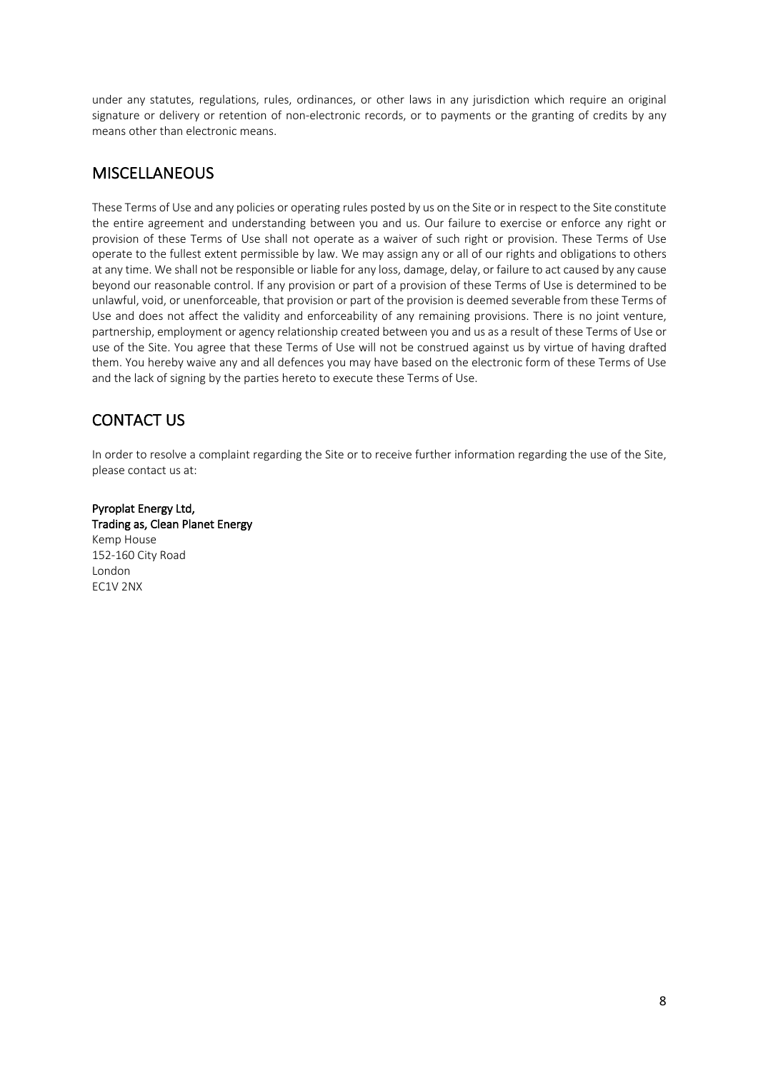under any statutes, regulations, rules, ordinances, or other laws in any jurisdiction which require an original signature or delivery or retention of non-electronic records, or to payments or the granting of credits by any means other than electronic means.

## MISCELLANEOUS

These Terms of Use and any policies or operating rules posted by us on the Site or in respect to the Site constitute the entire agreement and understanding between you and us. Our failure to exercise or enforce any right or provision of these Terms of Use shall not operate as a waiver of such right or provision. These Terms of Use operate to the fullest extent permissible by law. We may assign any or all of our rights and obligations to others at any time. We shall not be responsible or liable for any loss, damage, delay, or failure to act caused by any cause beyond our reasonable control. If any provision or part of a provision of these Terms of Use is determined to be unlawful, void, or unenforceable, that provision or part of the provision is deemed severable from these Terms of Use and does not affect the validity and enforceability of any remaining provisions. There is no joint venture, partnership, employment or agency relationship created between you and us as a result of these Terms of Use or use of the Site. You agree that these Terms of Use will not be construed against us by virtue of having drafted them. You hereby waive any and all defences you may have based on the electronic form of these Terms of Use and the lack of signing by the parties hereto to execute these Terms of Use.

## CONTACT US

In order to resolve a complaint regarding the Site or to receive further information regarding the use of the Site, please contact us at:

**Pyroplat Energy Ltd,**
**Trading as, Clean Planet Energy**
Kemp House
152-160 City Road
London
EC1V 2NX